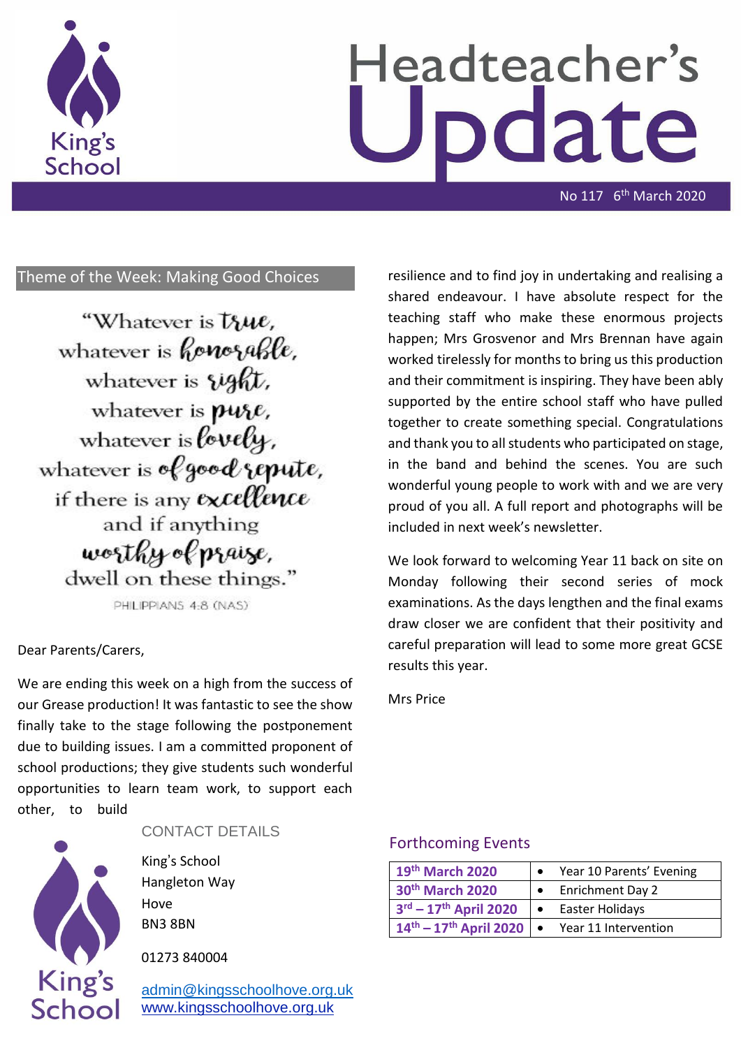# Headteacher's Update

No 117 6th March 2020

## Theme of the Week: Making Good Choices

"Whatever is true,
whatever is honorable,
whatever is right,
whatever is pure,
whatever is lovely,
whatever is of good repute,
if there is any excellence
and if anything
worthy of praise,
dwell on these things."

PHILIPPIANS 4:8 (NAS)

Dear Parents/Carers,

We are ending this week on a high from the success of our Grease production! It was fantastic to see the show finally take to the stage following the postponement due to building issues. I am a committed proponent of school productions; they give students such wonderful opportunities to learn team work, to support each other, to build resilience and to find joy in undertaking and realising a shared endeavour. I have absolute respect for the teaching staff who make these enormous projects happen; Mrs Grosvenor and Mrs Brennan have again worked tirelessly for months to bring us this production and their commitment is inspiring. They have been ably supported by the entire school staff who have pulled together to create something special. Congratulations and thank you to all students who participated on stage, in the band and behind the scenes. You are such wonderful young people to work with and we are very proud of you all. A full report and photographs will be included in next week's newsletter.

We look forward to welcoming Year 11 back on site on Monday following their second series of mock examinations. As the days lengthen and the final exams draw closer we are confident that their positivity and careful preparation will lead to some more great GCSE results this year.

Mrs Price

## CONTACT DETAILS

King's School
Hangleton Way
Hove
BN3 8BN

01273 840004

admin@kingsschoolhove.org.uk
www.kingsschoolhove.org.uk

## Forthcoming Events

| Date | Event |
|---|---|
| **19th March 2020** | • Year 10 Parents' Evening |
| **30th March 2020** | • Enrichment Day 2 |
| **3rd – 17th April 2020** | • Easter Holidays |
| **14th – 17th April 2020** | • Year 11 Intervention |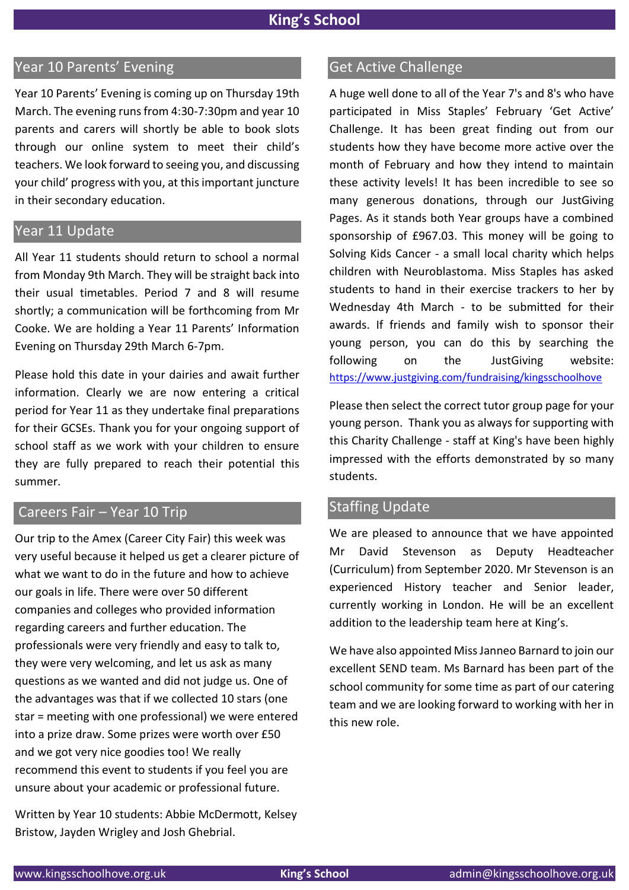## Year 10 Parents' Evening

Year 10 Parents' Evening is coming up on Thursday 19th March. The evening runs from 4:30-7:30pm and year 10 parents and carers will shortly be able to book slots through our online system to meet their child's teachers. We look forward to seeing you, and discussing your child' progress with you, at this important juncture in their secondary education.

## Year 11 Update

All Year 11 students should return to school a normal from Monday 9th March. They will be straight back into their usual timetables. Period 7 and 8 will resume shortly; a communication will be forthcoming from Mr Cooke. We are holding a Year 11 Parents' Information Evening on Thursday 29th March 6-7pm.

Please hold this date in your dairies and await further information. Clearly we are now entering a critical period for Year 11 as they undertake final preparations for their GCSEs. Thank you for your ongoing support of school staff as we work with your children to ensure they are fully prepared to reach their potential this summer.

## Careers Fair – Year 10 Trip

Our trip to the Amex (Career City Fair) this week was very useful because it helped us get a clearer picture of what we want to do in the future and how to achieve our goals in life. There were over 50 different companies and colleges who provided information regarding careers and further education. The professionals were very friendly and easy to talk to, they were very welcoming, and let us ask as many questions as we wanted and did not judge us. One of the advantages was that if we collected 10 stars (one star = meeting with one professional) we were entered into a prize draw. Some prizes were worth over £50 and we got very nice goodies too! We really recommend this event to students if you feel you are unsure about your academic or professional future.

Written by Year 10 students: Abbie McDermott, Kelsey Bristow, Jayden Wrigley and Josh Ghebrial.

## Get Active Challenge

A huge well done to all of the Year 7's and 8's who have participated in Miss Staples' February 'Get Active' Challenge. It has been great finding out from our students how they have become more active over the month of February and how they intend to maintain these activity levels! It has been incredible to see so many generous donations, through our JustGiving Pages. As it stands both Year groups have a combined sponsorship of £967.03. This money will be going to Solving Kids Cancer - a small local charity which helps children with Neuroblastoma. Miss Staples has asked students to hand in their exercise trackers to her by Wednesday 4th March - to be submitted for their awards. If friends and family wish to sponsor their young person, you can do this by searching the following on the JustGiving website: https://www.justgiving.com/fundraising/kingsschoolhove

Please then select the correct tutor group page for your young person. Thank you as always for supporting with this Charity Challenge - staff at King's have been highly impressed with the efforts demonstrated by so many students.

## Staffing Update

We are pleased to announce that we have appointed Mr David Stevenson as Deputy Headteacher (Curriculum) from September 2020. Mr Stevenson is an experienced History teacher and Senior leader, currently working in London. He will be an excellent addition to the leadership team here at King's.

We have also appointed Miss Janneo Barnard to join our excellent SEND team. Ms Barnard has been part of the school community for some time as part of our catering team and we are looking forward to working with her in this new role.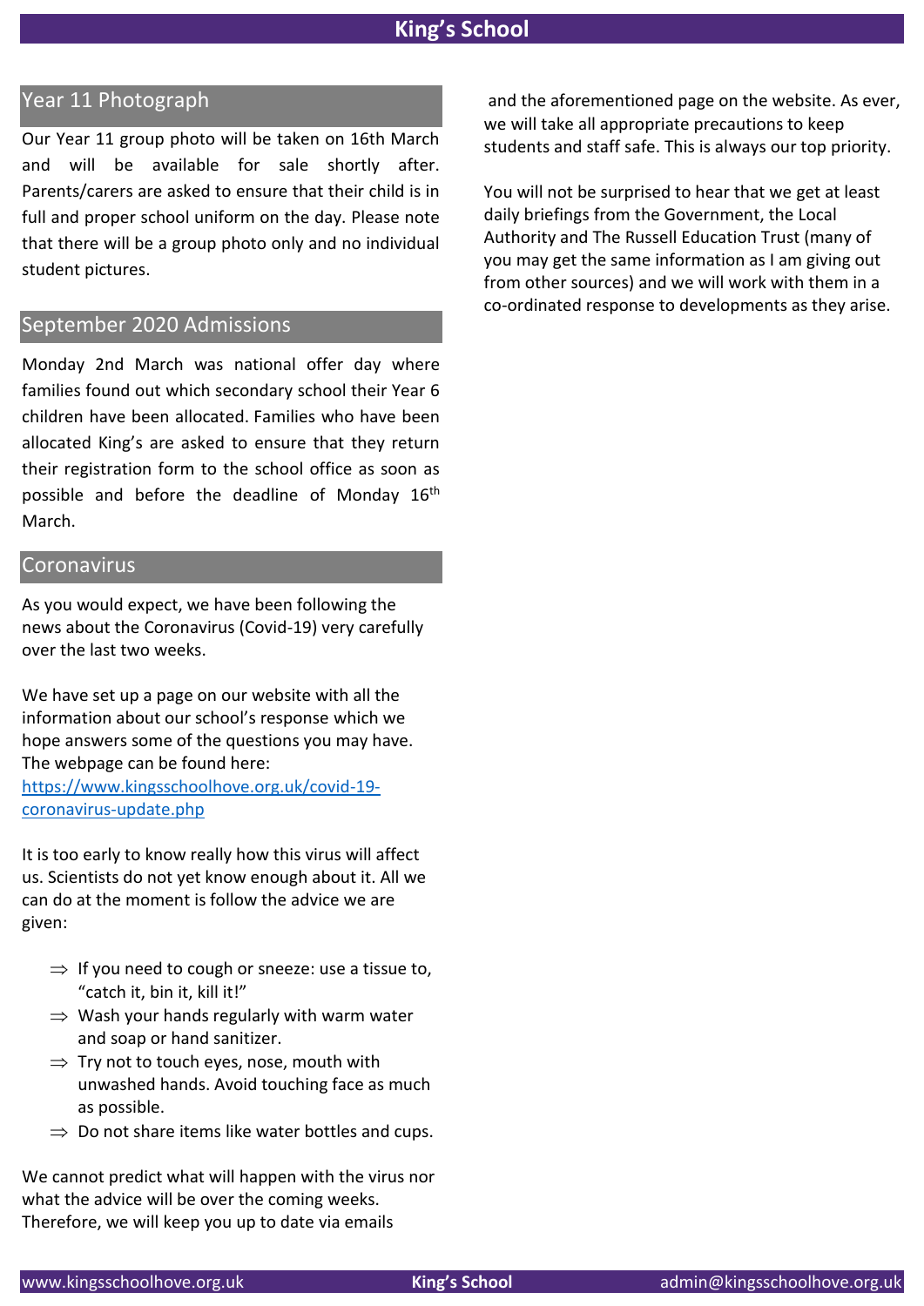## Year 11 Photograph

Our Year 11 group photo will be taken on 16th March and will be available for sale shortly after. Parents/carers are asked to ensure that their child is in full and proper school uniform on the day. Please note that there will be a group photo only and no individual student pictures.

## September 2020 Admissions

Monday 2nd March was national offer day where families found out which secondary school their Year 6 children have been allocated. Families who have been allocated King's are asked to ensure that they return their registration form to the school office as soon as possible and before the deadline of Monday 16th March.

## Coronavirus

As you would expect, we have been following the news about the Coronavirus (Covid-19) very carefully over the last two weeks.

We have set up a page on our website with all the information about our school's response which we hope answers some of the questions you may have. The webpage can be found here: [https://www.kingsschoolhove.org.uk/covid-19-coronavirus-update.php](https://www.kingsschoolhove.org.uk/covid-19-coronavirus-update.php)

It is too early to know really how this virus will affect us. Scientists do not yet know enough about it. All we can do at the moment is follow the advice we are given:

- ⇒ If you need to cough or sneeze: use a tissue to, "catch it, bin it, kill it!"
- ⇒ Wash your hands regularly with warm water and soap or hand sanitizer.
- ⇒ Try not to touch eyes, nose, mouth with unwashed hands. Avoid touching face as much as possible.
- ⇒ Do not share items like water bottles and cups.

We cannot predict what will happen with the virus nor what the advice will be over the coming weeks. Therefore, we will keep you up to date via emails and the aforementioned page on the website. As ever, we will take all appropriate precautions to keep students and staff safe. This is always our top priority.

You will not be surprised to hear that we get at least daily briefings from the Government, the Local Authority and The Russell Education Trust (many of you may get the same information as I am giving out from other sources) and we will work with them in a co-ordinated response to developments as they arise.